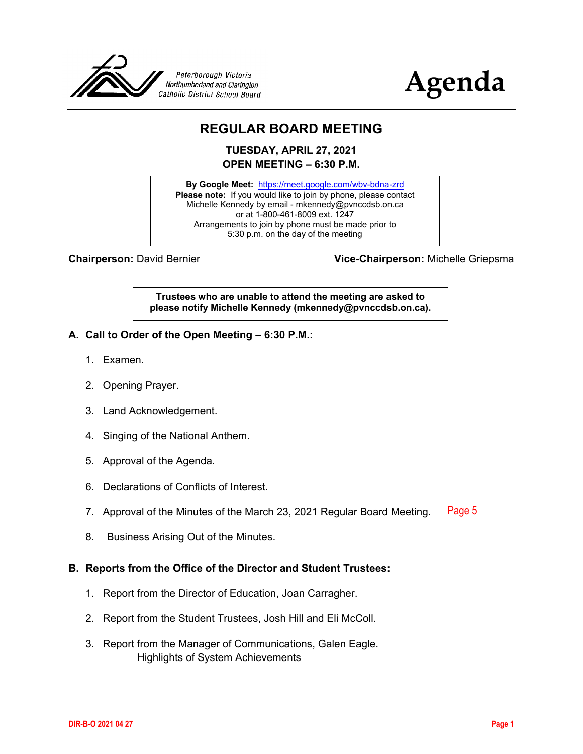Peterborough Victoria Northumberland and Clarington Catholic District School Board

# Agenda

## REGULAR BOARD MEETING

**TUESDAY, APRIL 27, 2021**
**OPEN MEETING – 6:30 P.M.**

**By Google Meet:** https://meet.google.com/wbv-bdna-zrd
**Please note:** If you would like to join by phone, please contact Michelle Kennedy by email - mkennedy@pvnccdsb.on.ca or at 1-800-461-8009 ext. 1247
Arrangements to join by phone must be made prior to 5:30 p.m. on the day of the meeting

**Chairperson:** David Bernier **Vice-Chairperson:** Michelle Griepsma

**Trustees who are unable to attend the meeting are asked to please notify Michelle Kennedy (mkennedy@pvnccdsb.on.ca).**

### A. Call to Order of the Open Meeting – 6:30 P.M.:

1. Examen.
2. Opening Prayer.
3. Land Acknowledgement.
4. Singing of the National Anthem.
5. Approval of the Agenda.
6. Declarations of Conflicts of Interest.
7. Approval of the Minutes of the March 23, 2021 Regular Board Meeting. Page 5
8. Business Arising Out of the Minutes.

### B. Reports from the Office of the Director and Student Trustees:

1. Report from the Director of Education, Joan Carragher.
2. Report from the Student Trustees, Josh Hill and Eli McColl.
3. Report from the Manager of Communications, Galen Eagle.
   Highlights of System Achievements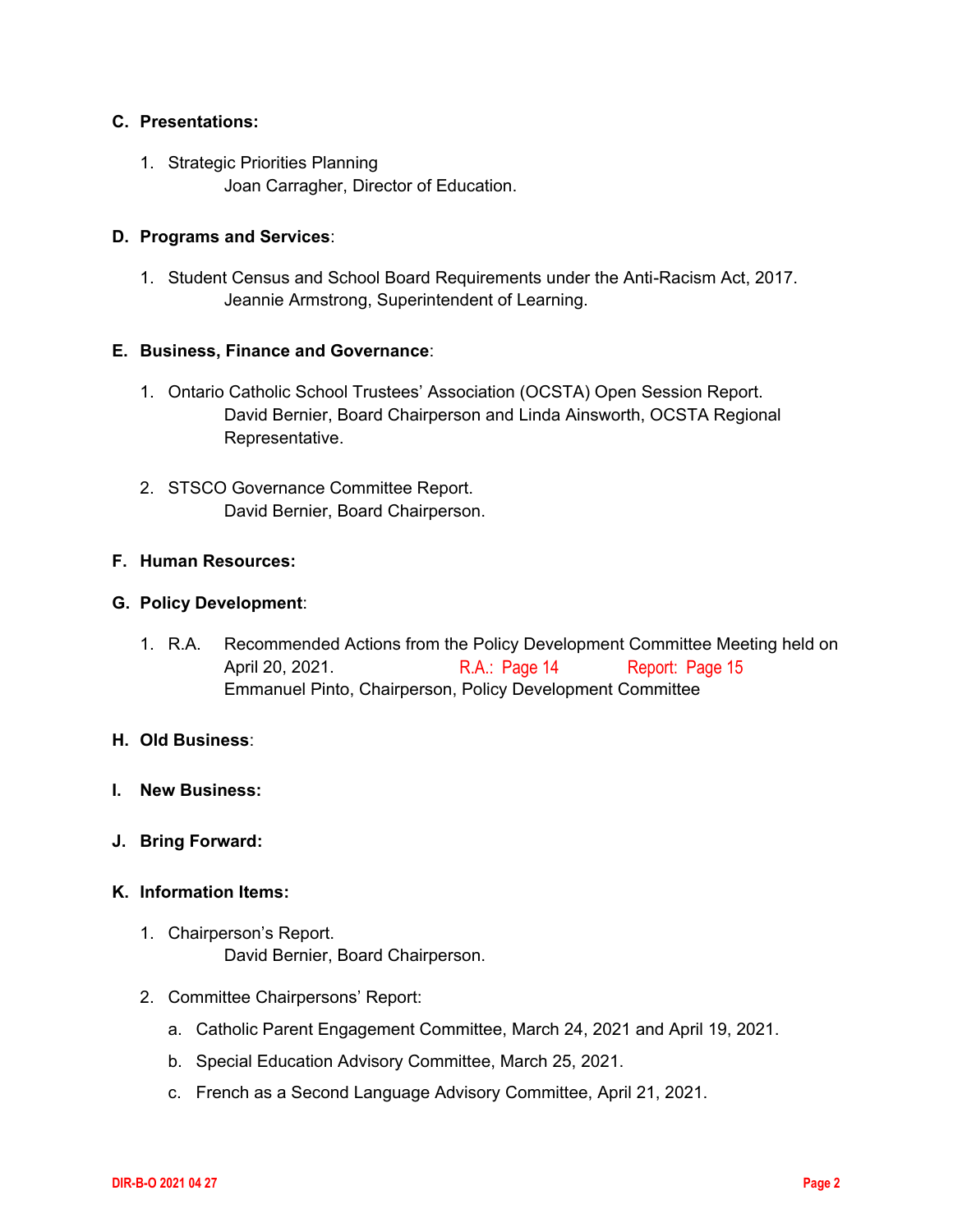**C. Presentations:**

1. Strategic Priorities Planning
   Joan Carragher, Director of Education.

**D. Programs and Services**:

1. Student Census and School Board Requirements under the Anti-Racism Act, 2017.
   Jeannie Armstrong, Superintendent of Learning.

**E. Business, Finance and Governance**:

1. Ontario Catholic School Trustees' Association (OCSTA) Open Session Report.
   David Bernier, Board Chairperson and Linda Ainsworth, OCSTA Regional Representative.

2. STSCO Governance Committee Report.
   David Bernier, Board Chairperson.

**F. Human Resources:**

**G. Policy Development**:

1. R.A. Recommended Actions from the Policy Development Committee Meeting held on April 20, 2021. R.A.: Page 14 Report: Page 15
   Emmanuel Pinto, Chairperson, Policy Development Committee

**H. Old Business**:

**I. New Business:**

**J. Bring Forward:**

**K. Information Items:**

1. Chairperson's Report.
   David Bernier, Board Chairperson.

2. Committee Chairpersons' Report:

   a. Catholic Parent Engagement Committee, March 24, 2021 and April 19, 2021.

   b. Special Education Advisory Committee, March 25, 2021.

   c. French as a Second Language Advisory Committee, April 21, 2021.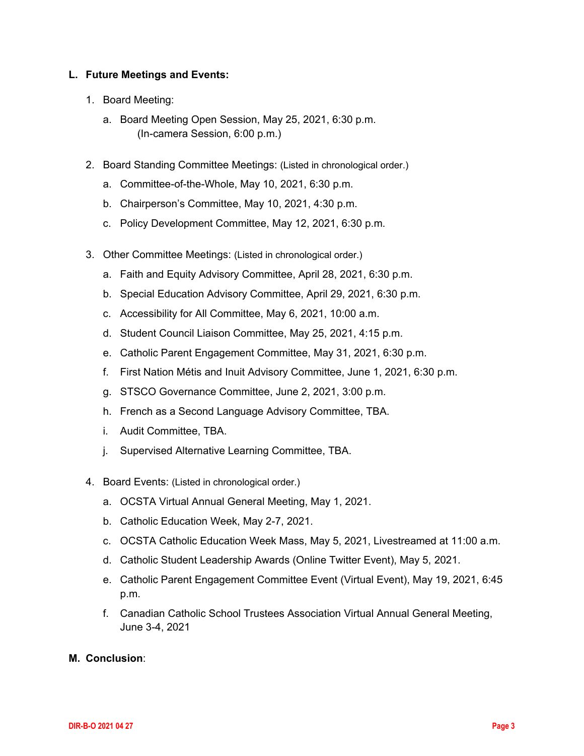## L. Future Meetings and Events:

1. Board Meeting:
   a. Board Meeting Open Session, May 25, 2021, 6:30 p.m.
      (In-camera Session, 6:00 p.m.)

2. Board Standing Committee Meetings: (Listed in chronological order.)
   a. Committee-of-the-Whole, May 10, 2021, 6:30 p.m.
   b. Chairperson's Committee, May 10, 2021, 4:30 p.m.
   c. Policy Development Committee, May 12, 2021, 6:30 p.m.

3. Other Committee Meetings: (Listed in chronological order.)
   a. Faith and Equity Advisory Committee, April 28, 2021, 6:30 p.m.
   b. Special Education Advisory Committee, April 29, 2021, 6:30 p.m.
   c. Accessibility for All Committee, May 6, 2021, 10:00 a.m.
   d. Student Council Liaison Committee, May 25, 2021, 4:15 p.m.
   e. Catholic Parent Engagement Committee, May 31, 2021, 6:30 p.m.
   f. First Nation Métis and Inuit Advisory Committee, June 1, 2021, 6:30 p.m.
   g. STSCO Governance Committee, June 2, 2021, 3:00 p.m.
   h. French as a Second Language Advisory Committee, TBA.
   i. Audit Committee, TBA.
   j. Supervised Alternative Learning Committee, TBA.

4. Board Events: (Listed in chronological order.)
   a. OCSTA Virtual Annual General Meeting, May 1, 2021.
   b. Catholic Education Week, May 2-7, 2021.
   c. OCSTA Catholic Education Week Mass, May 5, 2021, Livestreamed at 11:00 a.m.
   d. Catholic Student Leadership Awards (Online Twitter Event), May 5, 2021.
   e. Catholic Parent Engagement Committee Event (Virtual Event), May 19, 2021, 6:45 p.m.
   f. Canadian Catholic School Trustees Association Virtual Annual General Meeting, June 3-4, 2021

## M. Conclusion: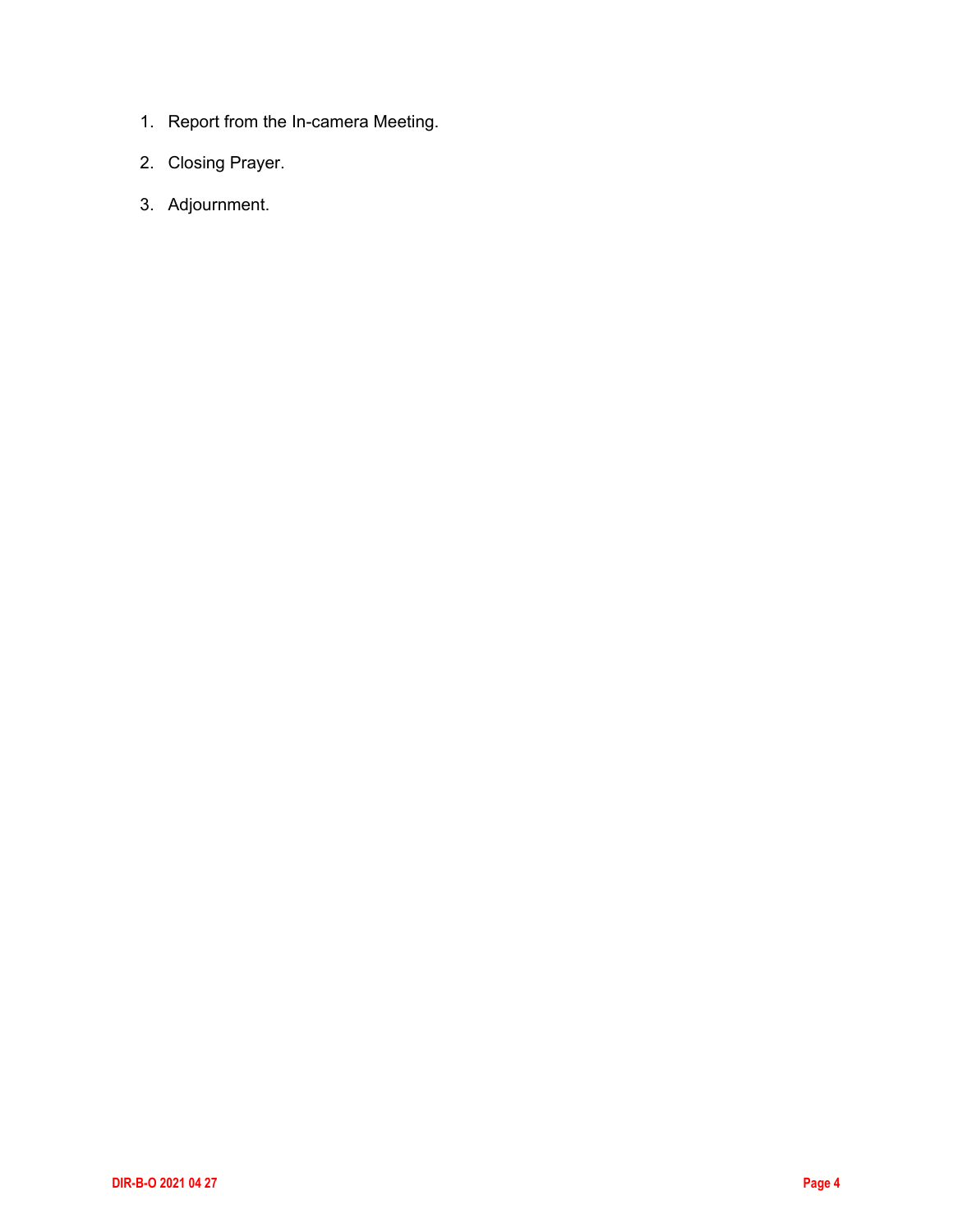1. Report from the In-camera Meeting.
2. Closing Prayer.
3. Adjournment.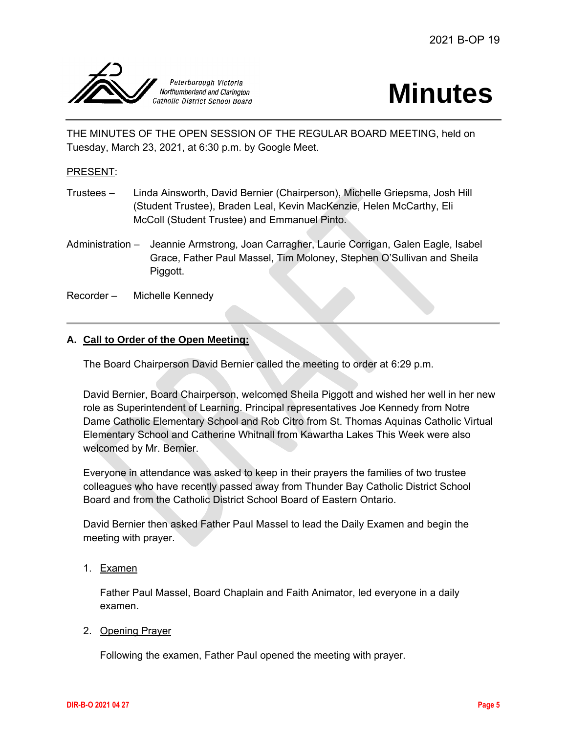# Minutes

THE MINUTES OF THE OPEN SESSION OF THE REGULAR BOARD MEETING, held on Tuesday, March 23, 2021, at 6:30 p.m. by Google Meet.

PRESENT:

Trustees – Linda Ainsworth, David Bernier (Chairperson), Michelle Griepsma, Josh Hill (Student Trustee), Braden Leal, Kevin MacKenzie, Helen McCarthy, Eli McColl (Student Trustee) and Emmanuel Pinto.

Administration – Jeannie Armstrong, Joan Carragher, Laurie Corrigan, Galen Eagle, Isabel Grace, Father Paul Massel, Tim Moloney, Stephen O'Sullivan and Sheila Piggott.

Recorder – Michelle Kennedy

---

### A. Call to Order of the Open Meeting:

The Board Chairperson David Bernier called the meeting to order at 6:29 p.m.

David Bernier, Board Chairperson, welcomed Sheila Piggott and wished her well in her new role as Superintendent of Learning. Principal representatives Joe Kennedy from Notre Dame Catholic Elementary School and Rob Citro from St. Thomas Aquinas Catholic Virtual Elementary School and Catherine Whitnall from Kawartha Lakes This Week were also welcomed by Mr. Bernier.

Everyone in attendance was asked to keep in their prayers the families of two trustee colleagues who have recently passed away from Thunder Bay Catholic District School Board and from the Catholic District School Board of Eastern Ontario.

David Bernier then asked Father Paul Massel to lead the Daily Examen and begin the meeting with prayer.

1. Examen

   Father Paul Massel, Board Chaplain and Faith Animator, led everyone in a daily examen.

2. Opening Prayer

   Following the examen, Father Paul opened the meeting with prayer.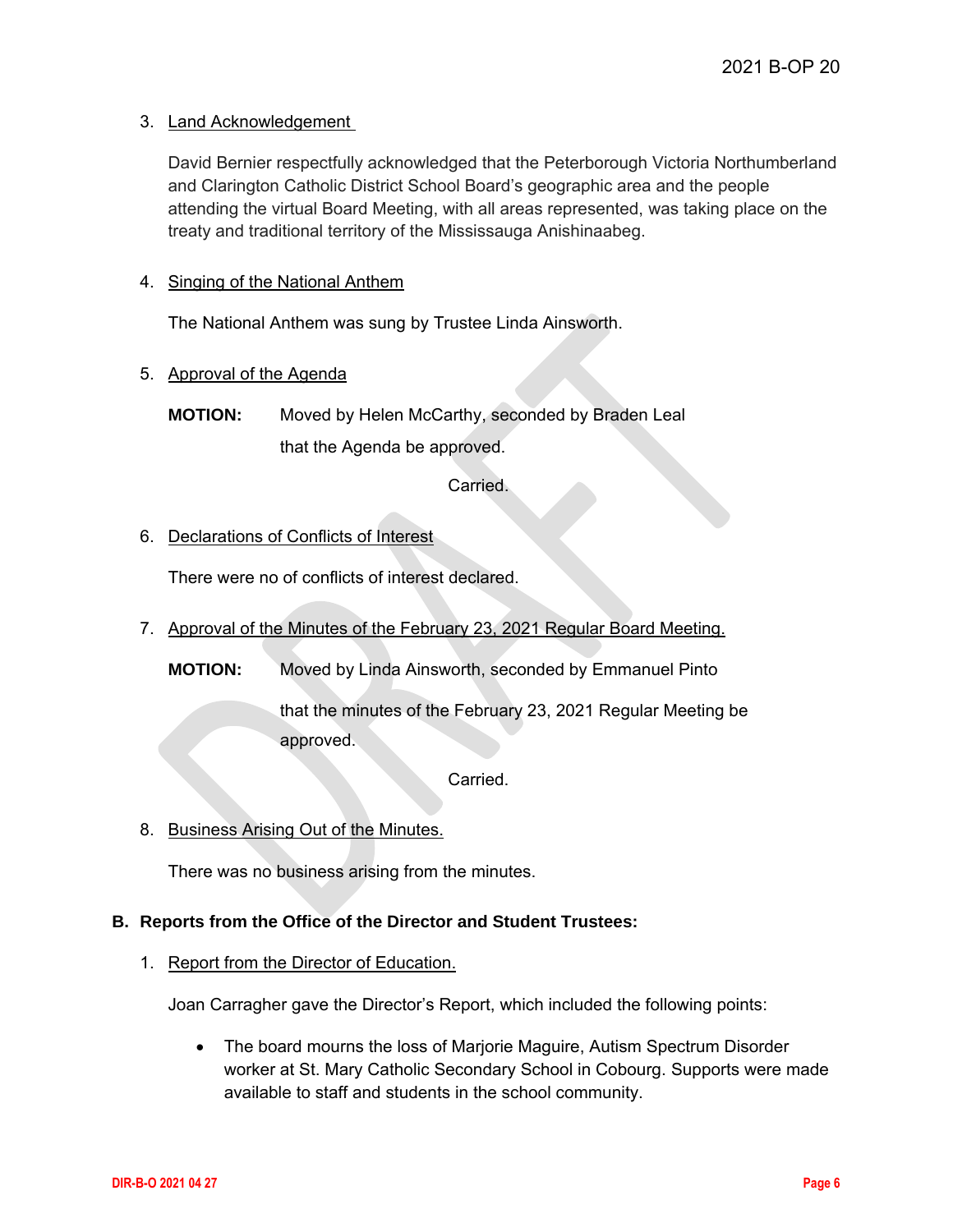3. Land Acknowledgement

   David Bernier respectfully acknowledged that the Peterborough Victoria Northumberland and Clarington Catholic District School Board's geographic area and the people attending the virtual Board Meeting, with all areas represented, was taking place on the treaty and traditional territory of the Mississauga Anishinaabeg.

4. Singing of the National Anthem

   The National Anthem was sung by Trustee Linda Ainsworth.

5. Approval of the Agenda

   **MOTION:** Moved by Helen McCarthy, seconded by Braden Leal
   that the Agenda be approved.

   Carried.

6. Declarations of Conflicts of Interest

   There were no of conflicts of interest declared.

7. Approval of the Minutes of the February 23, 2021 Regular Board Meeting.

   **MOTION:** Moved by Linda Ainsworth, seconded by Emmanuel Pinto

   that the minutes of the February 23, 2021 Regular Meeting be approved.

   Carried.

8. Business Arising Out of the Minutes.

   There was no business arising from the minutes.

## B. Reports from the Office of the Director and Student Trustees:

1. Report from the Director of Education.

   Joan Carragher gave the Director's Report, which included the following points:

   - The board mourns the loss of Marjorie Maguire, Autism Spectrum Disorder worker at St. Mary Catholic Secondary School in Cobourg. Supports were made available to staff and students in the school community.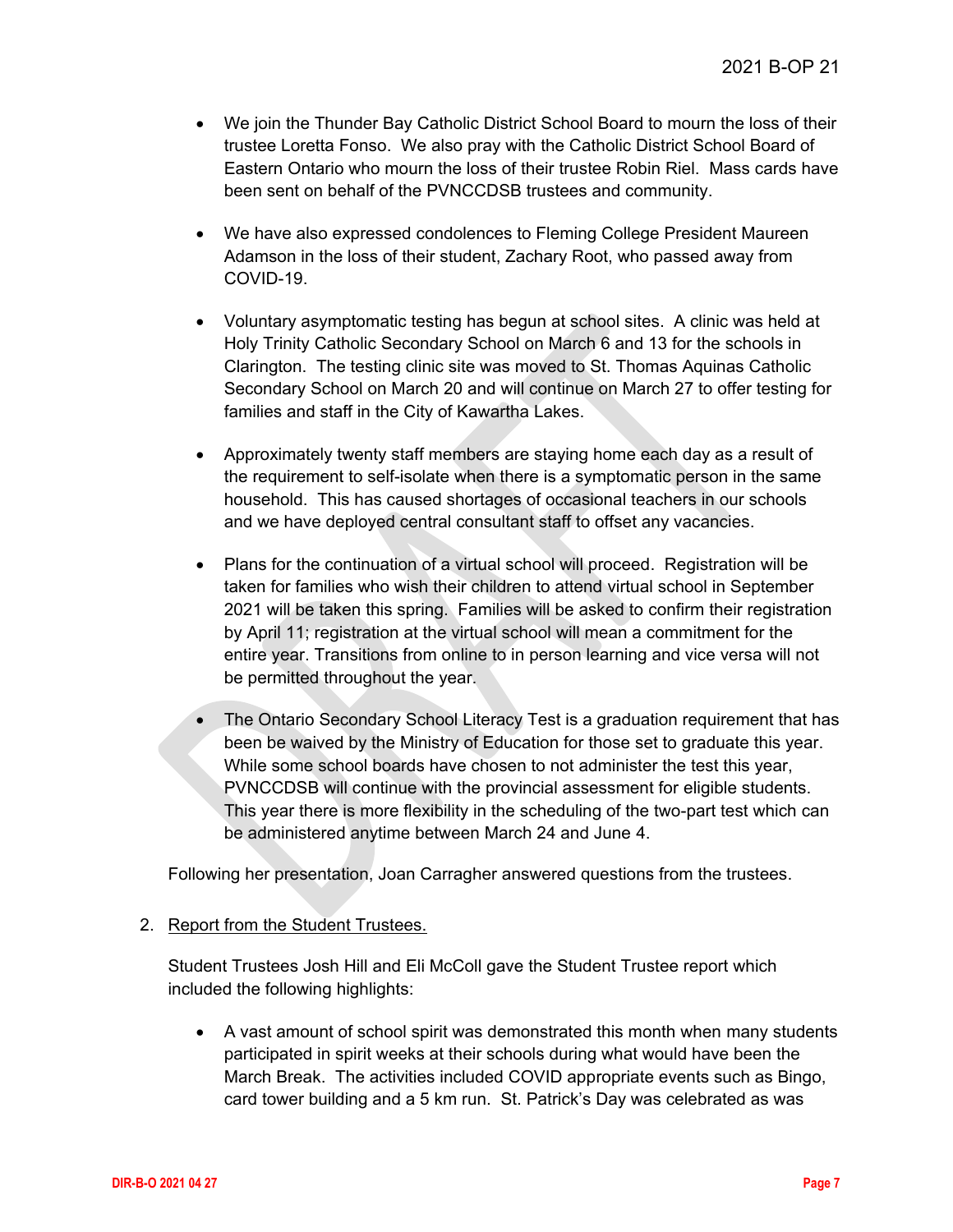- We join the Thunder Bay Catholic District School Board to mourn the loss of their trustee Loretta Fonso. We also pray with the Catholic District School Board of Eastern Ontario who mourn the loss of their trustee Robin Riel. Mass cards have been sent on behalf of the PVNCCDSB trustees and community.

- We have also expressed condolences to Fleming College President Maureen Adamson in the loss of their student, Zachary Root, who passed away from COVID-19.

- Voluntary asymptomatic testing has begun at school sites. A clinic was held at Holy Trinity Catholic Secondary School on March 6 and 13 for the schools in Clarington. The testing clinic site was moved to St. Thomas Aquinas Catholic Secondary School on March 20 and will continue on March 27 to offer testing for families and staff in the City of Kawartha Lakes.

- Approximately twenty staff members are staying home each day as a result of the requirement to self-isolate when there is a symptomatic person in the same household. This has caused shortages of occasional teachers in our schools and we have deployed central consultant staff to offset any vacancies.

- Plans for the continuation of a virtual school will proceed. Registration will be taken for families who wish their children to attend virtual school in September 2021 will be taken this spring. Families will be asked to confirm their registration by April 11; registration at the virtual school will mean a commitment for the entire year. Transitions from online to in person learning and vice versa will not be permitted throughout the year.

- The Ontario Secondary School Literacy Test is a graduation requirement that has been be waived by the Ministry of Education for those set to graduate this year. While some school boards have chosen to not administer the test this year, PVNCCDSB will continue with the provincial assessment for eligible students. This year there is more flexibility in the scheduling of the two-part test which can be administered anytime between March 24 and June 4.

Following her presentation, Joan Carragher answered questions from the trustees.

2. <u>Report from the Student Trustees.</u>

   Student Trustees Josh Hill and Eli McColl gave the Student Trustee report which included the following highlights:

   - A vast amount of school spirit was demonstrated this month when many students participated in spirit weeks at their schools during what would have been the March Break. The activities included COVID appropriate events such as Bingo, card tower building and a 5 km run. St. Patrick's Day was celebrated as was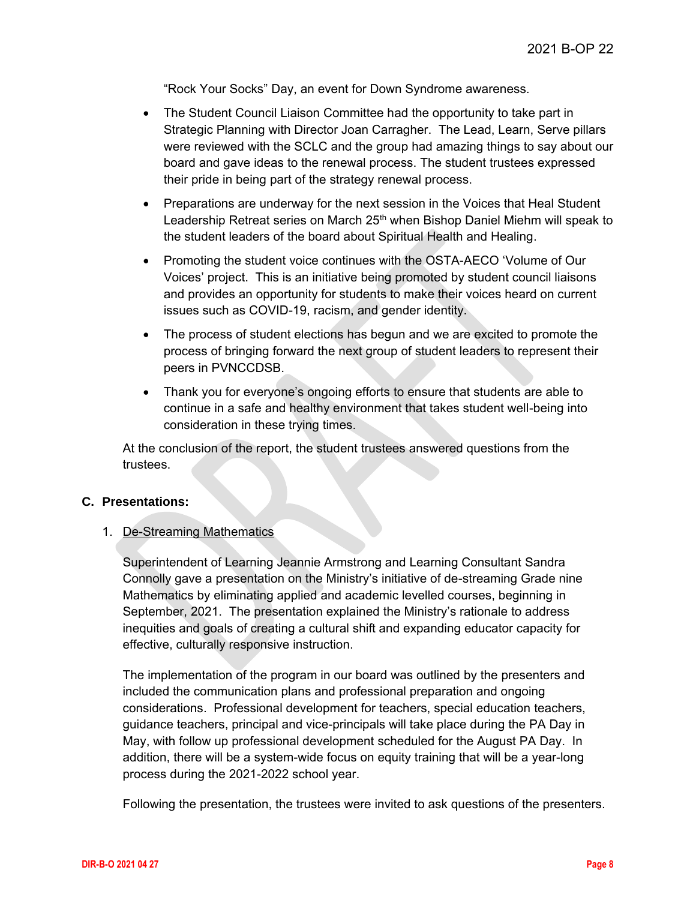"Rock Your Socks" Day, an event for Down Syndrome awareness.

- The Student Council Liaison Committee had the opportunity to take part in Strategic Planning with Director Joan Carragher. The Lead, Learn, Serve pillars were reviewed with the SCLC and the group had amazing things to say about our board and gave ideas to the renewal process. The student trustees expressed their pride in being part of the strategy renewal process.
- Preparations are underway for the next session in the Voices that Heal Student Leadership Retreat series on March 25th when Bishop Daniel Miehm will speak to the student leaders of the board about Spiritual Health and Healing.
- Promoting the student voice continues with the OSTA-AECO 'Volume of Our Voices' project. This is an initiative being promoted by student council liaisons and provides an opportunity for students to make their voices heard on current issues such as COVID-19, racism, and gender identity.
- The process of student elections has begun and we are excited to promote the process of bringing forward the next group of student leaders to represent their peers in PVNCCDSB.
- Thank you for everyone's ongoing efforts to ensure that students are able to continue in a safe and healthy environment that takes student well-being into consideration in these trying times.

At the conclusion of the report, the student trustees answered questions from the trustees.

## C. Presentations:

1. De-Streaming Mathematics

Superintendent of Learning Jeannie Armstrong and Learning Consultant Sandra Connolly gave a presentation on the Ministry's initiative of de-streaming Grade nine Mathematics by eliminating applied and academic levelled courses, beginning in September, 2021. The presentation explained the Ministry's rationale to address inequities and goals of creating a cultural shift and expanding educator capacity for effective, culturally responsive instruction.

The implementation of the program in our board was outlined by the presenters and included the communication plans and professional preparation and ongoing considerations. Professional development for teachers, special education teachers, guidance teachers, principal and vice-principals will take place during the PA Day in May, with follow up professional development scheduled for the August PA Day. In addition, there will be a system-wide focus on equity training that will be a year-long process during the 2021-2022 school year.

Following the presentation, the trustees were invited to ask questions of the presenters.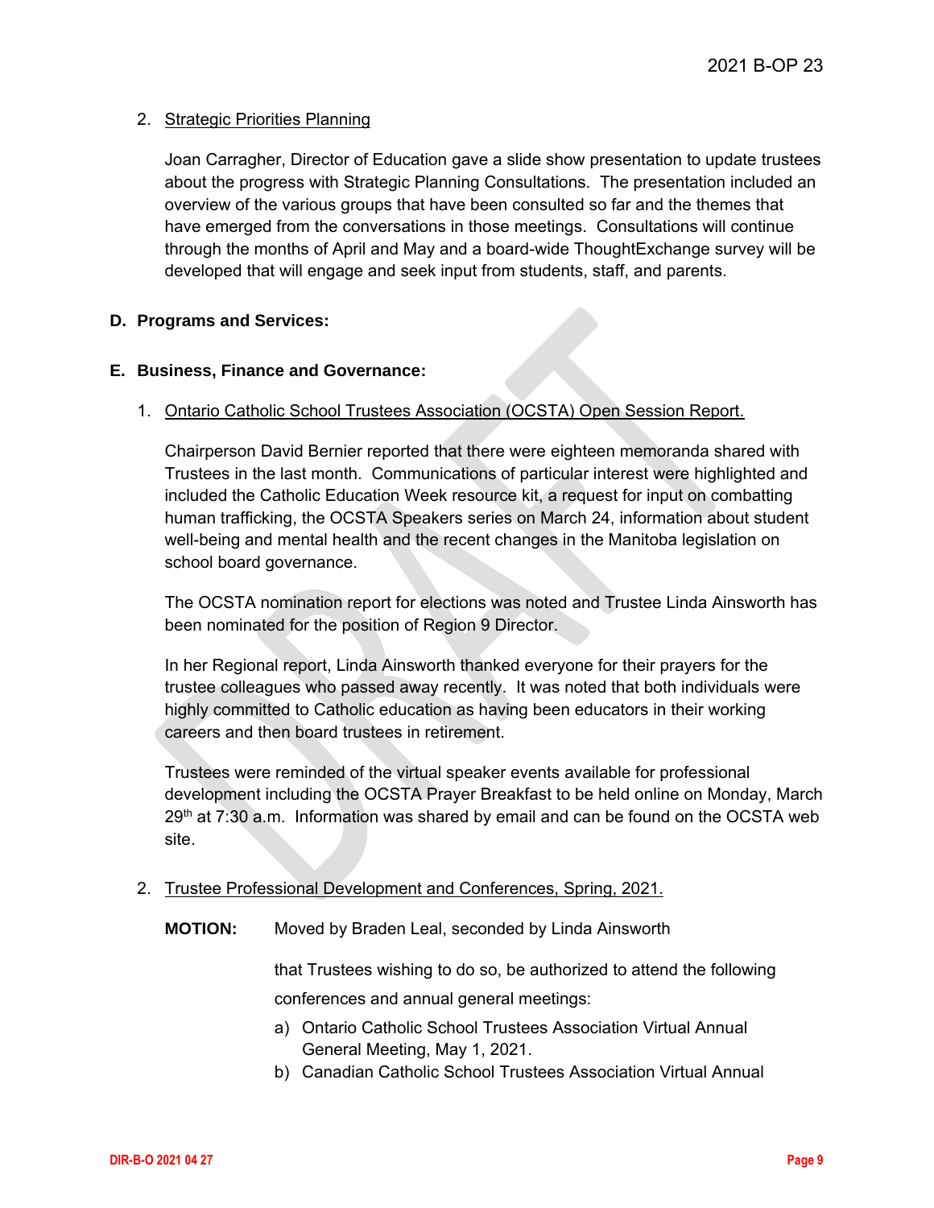2. Strategic Priorities Planning

   Joan Carragher, Director of Education gave a slide show presentation to update trustees about the progress with Strategic Planning Consultations. The presentation included an overview of the various groups that have been consulted so far and the themes that have emerged from the conversations in those meetings. Consultations will continue through the months of April and May and a board-wide ThoughtExchange survey will be developed that will engage and seek input from students, staff, and parents.

**D. Programs and Services:**

**E. Business, Finance and Governance:**

1. Ontario Catholic School Trustees Association (OCSTA) Open Session Report.

   Chairperson David Bernier reported that there were eighteen memoranda shared with Trustees in the last month. Communications of particular interest were highlighted and included the Catholic Education Week resource kit, a request for input on combatting human trafficking, the OCSTA Speakers series on March 24, information about student well-being and mental health and the recent changes in the Manitoba legislation on school board governance.

   The OCSTA nomination report for elections was noted and Trustee Linda Ainsworth has been nominated for the position of Region 9 Director.

   In her Regional report, Linda Ainsworth thanked everyone for their prayers for the trustee colleagues who passed away recently. It was noted that both individuals were highly committed to Catholic education as having been educators in their working careers and then board trustees in retirement.

   Trustees were reminded of the virtual speaker events available for professional development including the OCSTA Prayer Breakfast to be held online on Monday, March 29th at 7:30 a.m. Information was shared by email and can be found on the OCSTA web site.

2. Trustee Professional Development and Conferences, Spring, 2021.

   **MOTION:** Moved by Braden Leal, seconded by Linda Ainsworth

   that Trustees wishing to do so, be authorized to attend the following conferences and annual general meetings:

   a) Ontario Catholic School Trustees Association Virtual Annual General Meeting, May 1, 2021.
   b) Canadian Catholic School Trustees Association Virtual Annual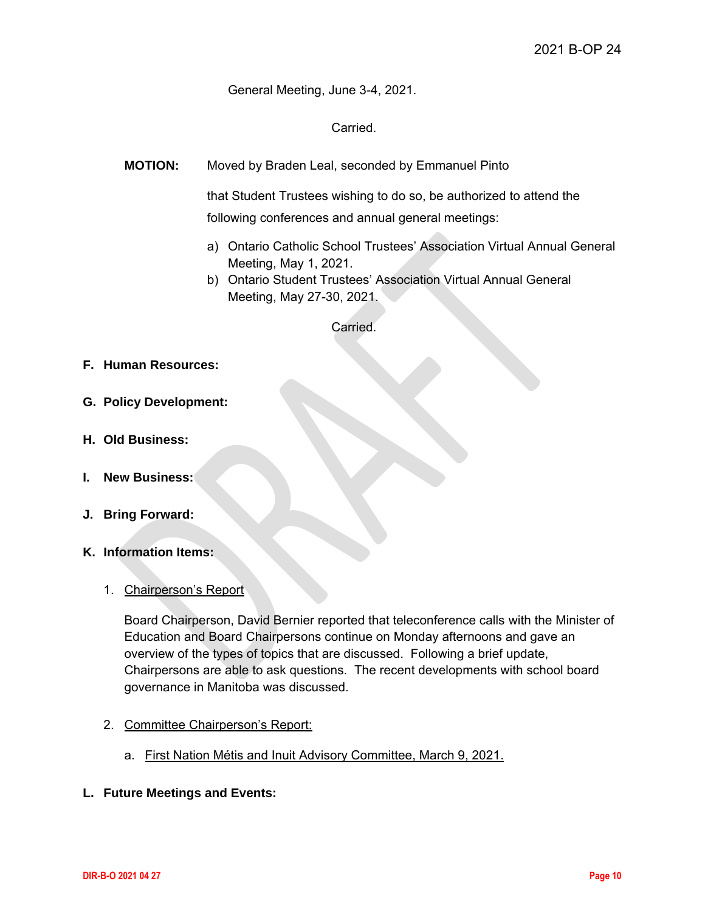General Meeting, June 3-4, 2021.

Carried.

**MOTION:** Moved by Braden Leal, seconded by Emmanuel Pinto

that Student Trustees wishing to do so, be authorized to attend the following conferences and annual general meetings:

a) Ontario Catholic School Trustees' Association Virtual Annual General Meeting, May 1, 2021.
b) Ontario Student Trustees' Association Virtual Annual General Meeting, May 27-30, 2021.

Carried.

**F. Human Resources:**

**G. Policy Development:**

**H. Old Business:**

**I. New Business:**

**J. Bring Forward:**

**K. Information Items:**

1. Chairperson's Report

   Board Chairperson, David Bernier reported that teleconference calls with the Minister of Education and Board Chairpersons continue on Monday afternoons and gave an overview of the types of topics that are discussed. Following a brief update, Chairpersons are able to ask questions. The recent developments with school board governance in Manitoba was discussed.

2. Committee Chairperson's Report:

   a. First Nation Métis and Inuit Advisory Committee, March 9, 2021.

**L. Future Meetings and Events:**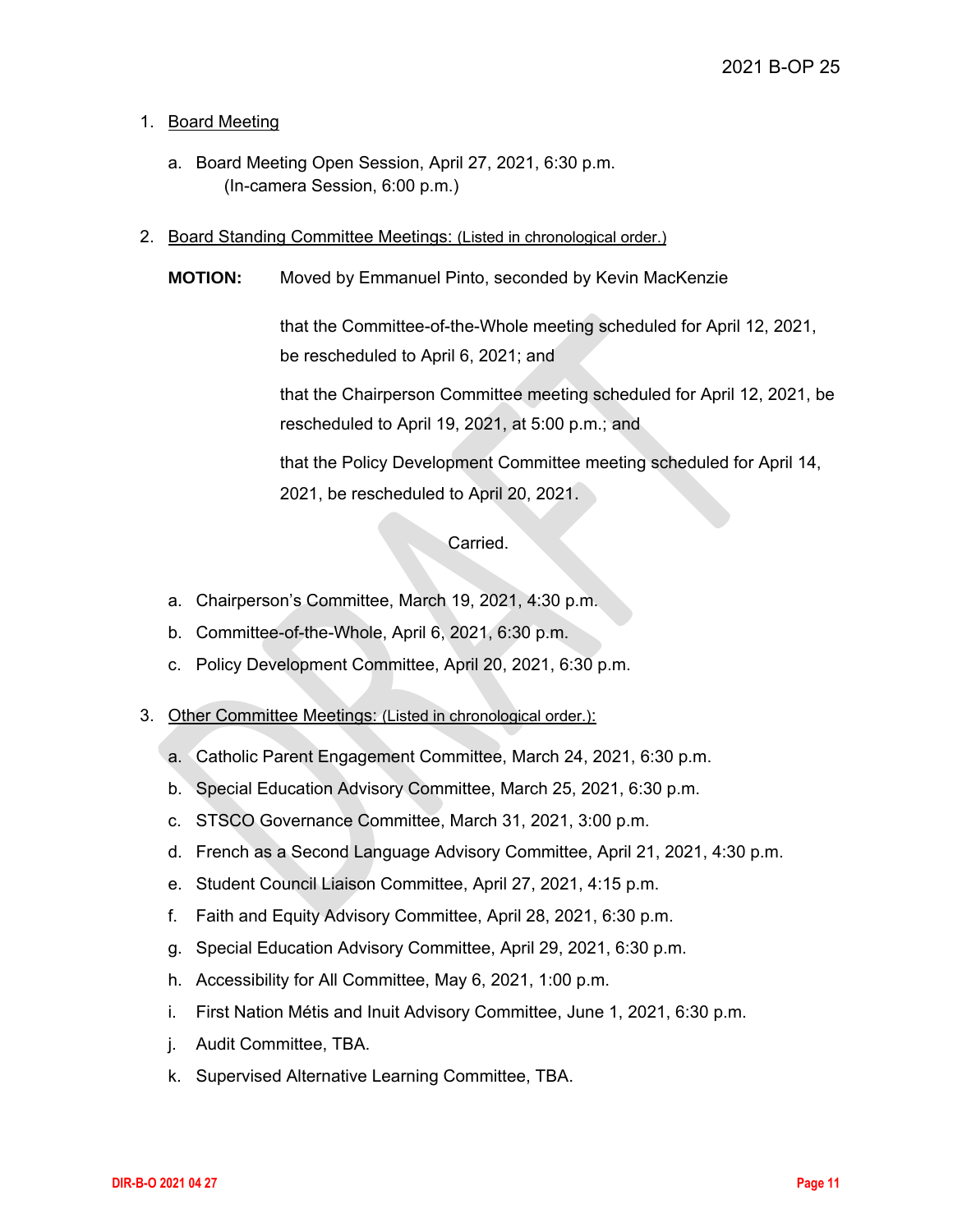1. Board Meeting

   a. Board Meeting Open Session, April 27, 2021, 6:30 p.m.
      (In-camera Session, 6:00 p.m.)

2. Board Standing Committee Meetings: (Listed in chronological order.)

   **MOTION:** Moved by Emmanuel Pinto, seconded by Kevin MacKenzie

   that the Committee-of-the-Whole meeting scheduled for April 12, 2021, be rescheduled to April 6, 2021; and

   that the Chairperson Committee meeting scheduled for April 12, 2021, be rescheduled to April 19, 2021, at 5:00 p.m.; and

   that the Policy Development Committee meeting scheduled for April 14, 2021, be rescheduled to April 20, 2021.

   Carried.

   a. Chairperson's Committee, March 19, 2021, 4:30 p.m.
   b. Committee-of-the-Whole, April 6, 2021, 6:30 p.m.
   c. Policy Development Committee, April 20, 2021, 6:30 p.m.

3. Other Committee Meetings: (Listed in chronological order.):

   a. Catholic Parent Engagement Committee, March 24, 2021, 6:30 p.m.
   b. Special Education Advisory Committee, March 25, 2021, 6:30 p.m.
   c. STSCO Governance Committee, March 31, 2021, 3:00 p.m.
   d. French as a Second Language Advisory Committee, April 21, 2021, 4:30 p.m.
   e. Student Council Liaison Committee, April 27, 2021, 4:15 p.m.
   f. Faith and Equity Advisory Committee, April 28, 2021, 6:30 p.m.
   g. Special Education Advisory Committee, April 29, 2021, 6:30 p.m.
   h. Accessibility for All Committee, May 6, 2021, 1:00 p.m.
   i. First Nation Métis and Inuit Advisory Committee, June 1, 2021, 6:30 p.m.
   j. Audit Committee, TBA.
   k. Supervised Alternative Learning Committee, TBA.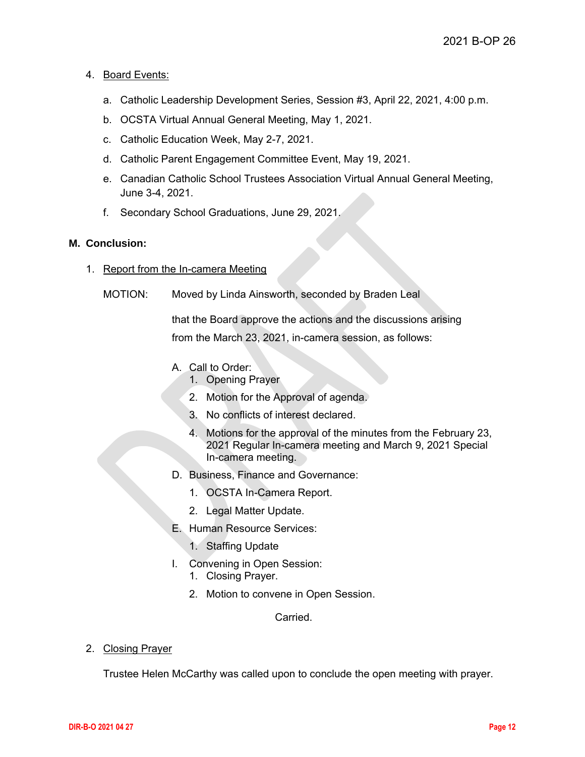4. Board Events:

   a. Catholic Leadership Development Series, Session #3, April 22, 2021, 4:00 p.m.

   b. OCSTA Virtual Annual General Meeting, May 1, 2021.

   c. Catholic Education Week, May 2-7, 2021.

   d. Catholic Parent Engagement Committee Event, May 19, 2021.

   e. Canadian Catholic School Trustees Association Virtual Annual General Meeting, June 3-4, 2021.

   f. Secondary School Graduations, June 29, 2021.

**M. Conclusion:**

1. Report from the In-camera Meeting

   MOTION: Moved by Linda Ainsworth, seconded by Braden Leal

   that the Board approve the actions and the discussions arising from the March 23, 2021, in-camera session, as follows:

   A. Call to Order:
      1. Opening Prayer
      2. Motion for the Approval of agenda.
      3. No conflicts of interest declared.
      4. Motions for the approval of the minutes from the February 23, 2021 Regular In-camera meeting and March 9, 2021 Special In-camera meeting.

   D. Business, Finance and Governance:
      1. OCSTA In-Camera Report.
      2. Legal Matter Update.

   E. Human Resource Services:
      1. Staffing Update

   I. Convening in Open Session:
      1. Closing Prayer.
      2. Motion to convene in Open Session.

   Carried.

2. Closing Prayer

   Trustee Helen McCarthy was called upon to conclude the open meeting with prayer.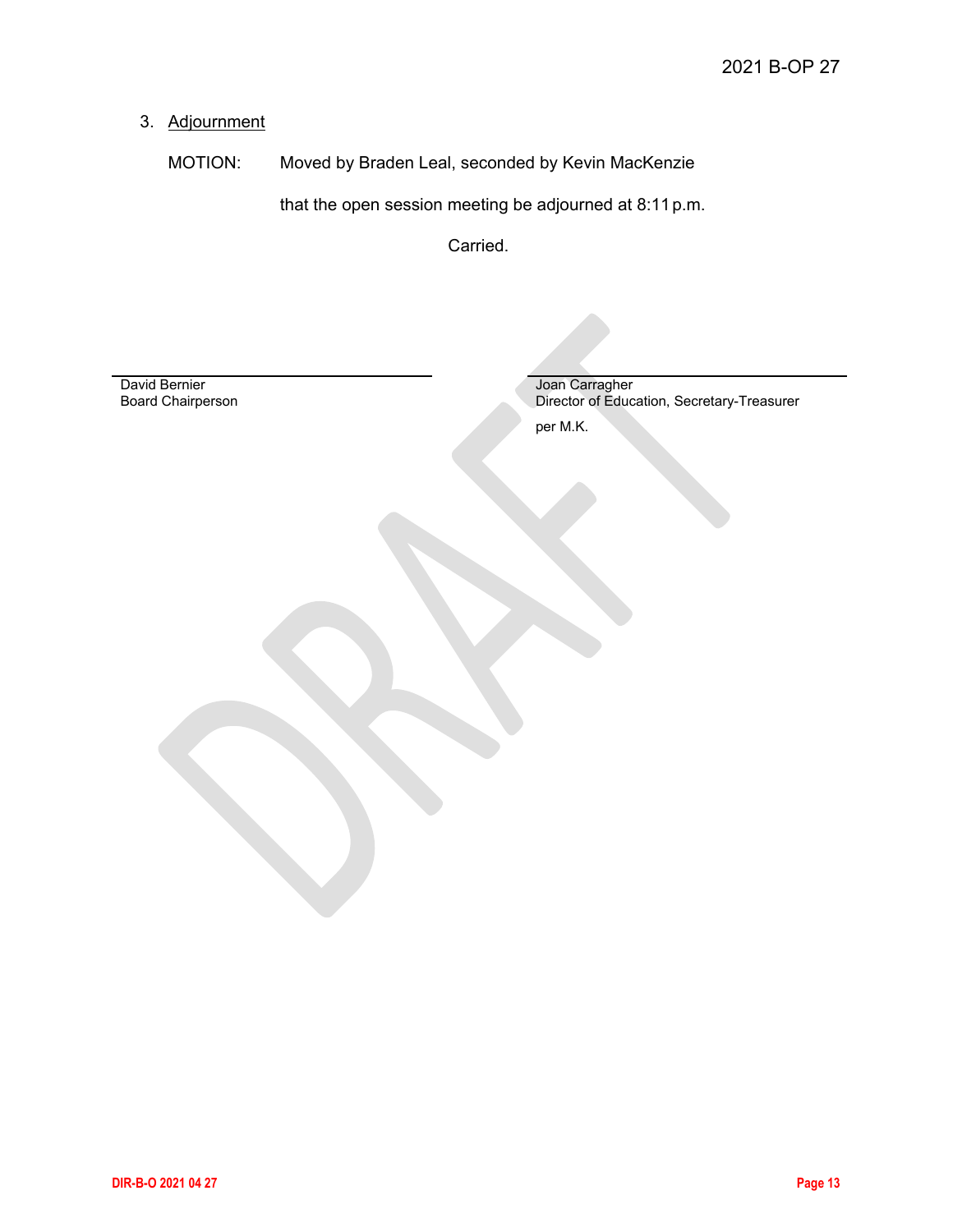3. Adjournment

MOTION: Moved by Braden Leal, seconded by Kevin MacKenzie

that the open session meeting be adjourned at 8:11 p.m.

Carried.

| | |
|---|---|
| David Bernier<br>Board Chairperson | Joan Carragher<br>Director of Education, Secretary-Treasurer<br>per M.K. |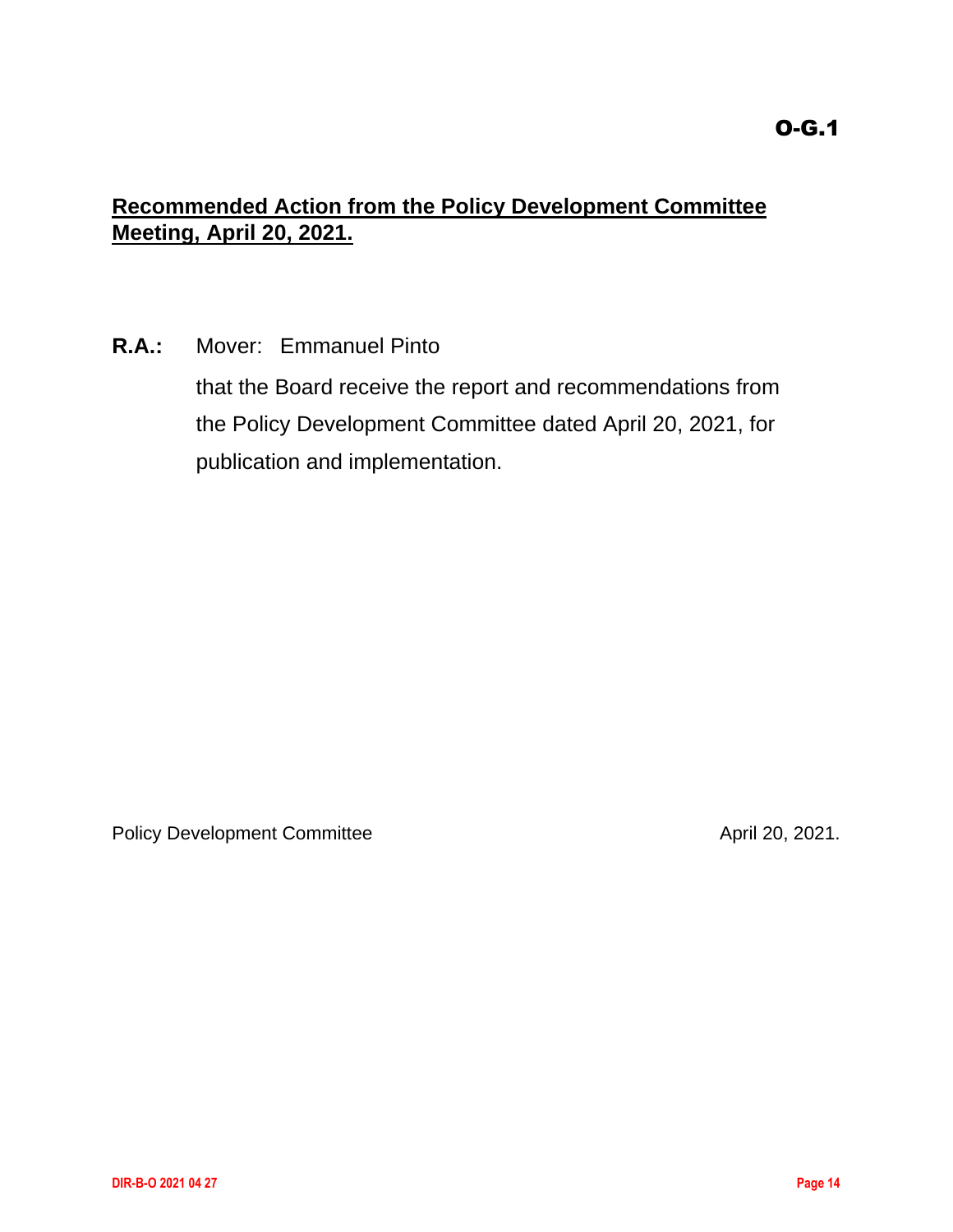O-G.1

**Recommended Action from the Policy Development Committee Meeting, April 20, 2021.**

**R.A.:** Mover: Emmanuel Pinto

that the Board receive the report and recommendations from the Policy Development Committee dated April 20, 2021, for publication and implementation.

Policy Development Committee April 20, 2021.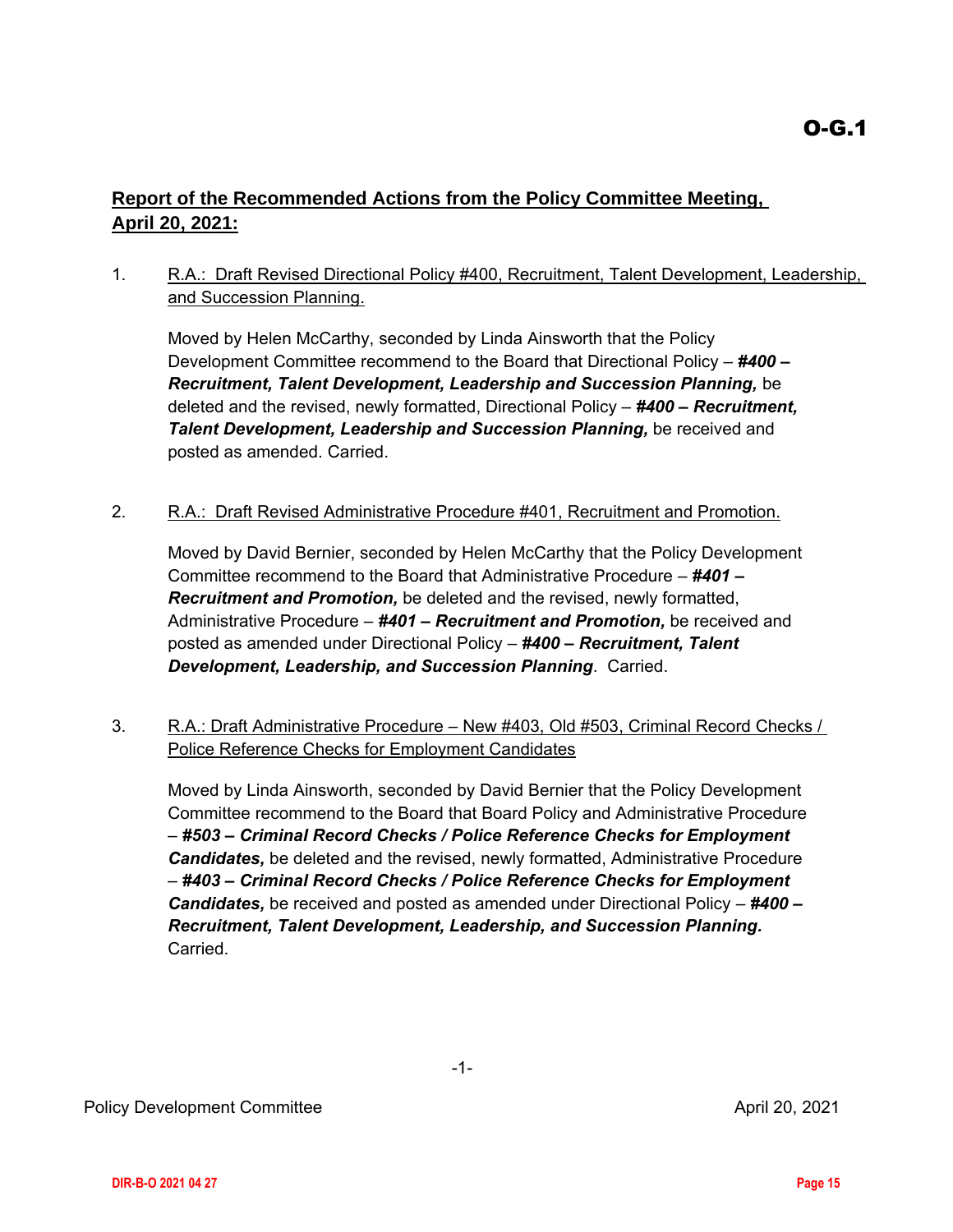**O-G.1**

## Report of the Recommended Actions from the Policy Committee Meeting, April 20, 2021:

1. R.A.: Draft Revised Directional Policy #400, Recruitment, Talent Development, Leadership, and Succession Planning.

   Moved by Helen McCarthy, seconded by Linda Ainsworth that the Policy Development Committee recommend to the Board that Directional Policy – ***#400 – Recruitment, Talent Development, Leadership and Succession Planning,*** be deleted and the revised, newly formatted, Directional Policy – ***#400 – Recruitment, Talent Development, Leadership and Succession Planning,*** be received and posted as amended. Carried.

2. R.A.: Draft Revised Administrative Procedure #401, Recruitment and Promotion.

   Moved by David Bernier, seconded by Helen McCarthy that the Policy Development Committee recommend to the Board that Administrative Procedure – ***#401 – Recruitment and Promotion,*** be deleted and the revised, newly formatted, Administrative Procedure – ***#401 – Recruitment and Promotion,*** be received and posted as amended under Directional Policy – ***#400 – Recruitment, Talent Development, Leadership, and Succession Planning***. Carried.

3. R.A.: Draft Administrative Procedure – New #403, Old #503, Criminal Record Checks / Police Reference Checks for Employment Candidates

   Moved by Linda Ainsworth, seconded by David Bernier that the Policy Development Committee recommend to the Board that Board Policy and Administrative Procedure – ***#503 – Criminal Record Checks / Police Reference Checks for Employment Candidates,*** be deleted and the revised, newly formatted, Administrative Procedure – ***#403 – Criminal Record Checks / Police Reference Checks for Employment Candidates,*** be received and posted as amended under Directional Policy – ***#400 – Recruitment, Talent Development, Leadership, and Succession Planning.*** Carried.

Policy Development Committee April 20, 2021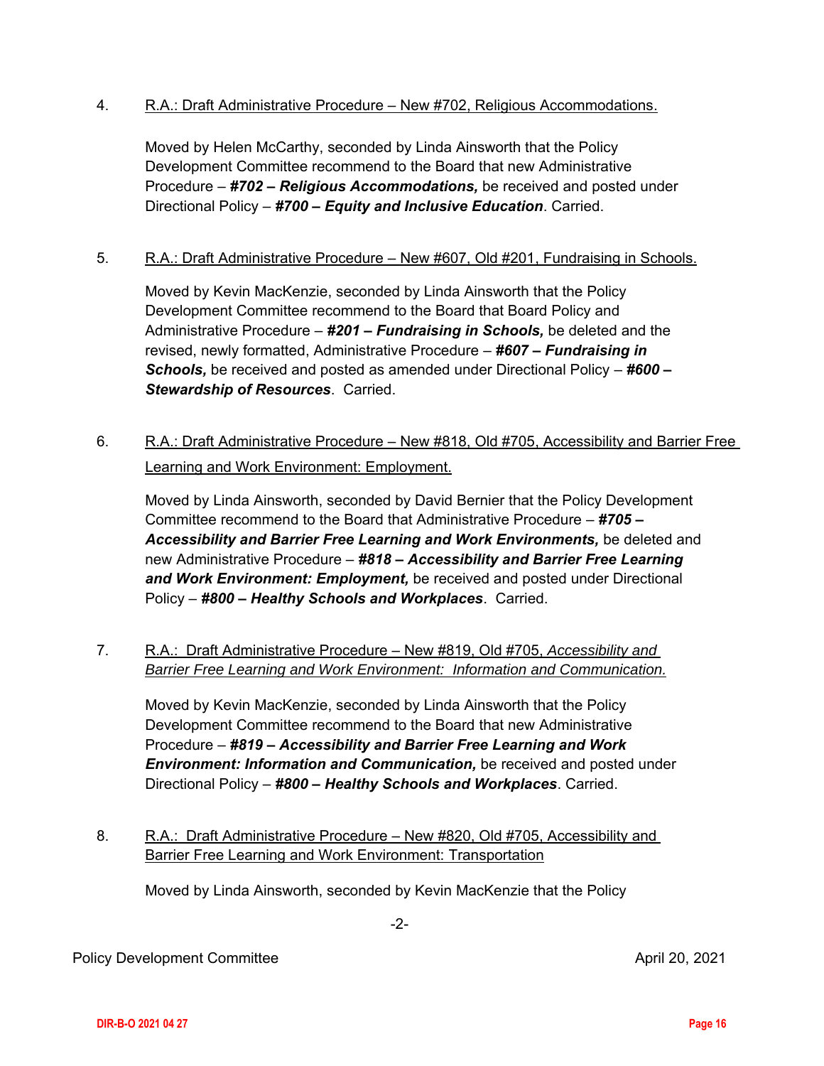4. R.A.: Draft Administrative Procedure – New #702, Religious Accommodations.

   Moved by Helen McCarthy, seconded by Linda Ainsworth that the Policy Development Committee recommend to the Board that new Administrative Procedure – ***#702 – Religious Accommodations,*** be received and posted under Directional Policy – ***#700 – Equity and Inclusive Education***. Carried.

5. R.A.: Draft Administrative Procedure – New #607, Old #201, Fundraising in Schools.

   Moved by Kevin MacKenzie, seconded by Linda Ainsworth that the Policy Development Committee recommend to the Board that Board Policy and Administrative Procedure – ***#201 – Fundraising in Schools,*** be deleted and the revised, newly formatted, Administrative Procedure – ***#607 – Fundraising in Schools,*** be received and posted as amended under Directional Policy – ***#600 – Stewardship of Resources***. Carried.

6. R.A.: Draft Administrative Procedure – New #818, Old #705, Accessibility and Barrier Free Learning and Work Environment: Employment.

   Moved by Linda Ainsworth, seconded by David Bernier that the Policy Development Committee recommend to the Board that Administrative Procedure – ***#705 – Accessibility and Barrier Free Learning and Work Environments,*** be deleted and new Administrative Procedure – ***#818 – Accessibility and Barrier Free Learning and Work Environment: Employment,*** be received and posted under Directional Policy – ***#800 – Healthy Schools and Workplaces***. Carried.

7. R.A.: Draft Administrative Procedure – New #819, Old #705, *Accessibility and Barrier Free Learning and Work Environment: Information and Communication.*

   Moved by Kevin MacKenzie, seconded by Linda Ainsworth that the Policy Development Committee recommend to the Board that new Administrative Procedure – ***#819 – Accessibility and Barrier Free Learning and Work Environment: Information and Communication,*** be received and posted under Directional Policy – ***#800 – Healthy Schools and Workplaces***. Carried.

8. R.A.: Draft Administrative Procedure – New #820, Old #705, Accessibility and Barrier Free Learning and Work Environment: Transportation

   Moved by Linda Ainsworth, seconded by Kevin MacKenzie that the Policy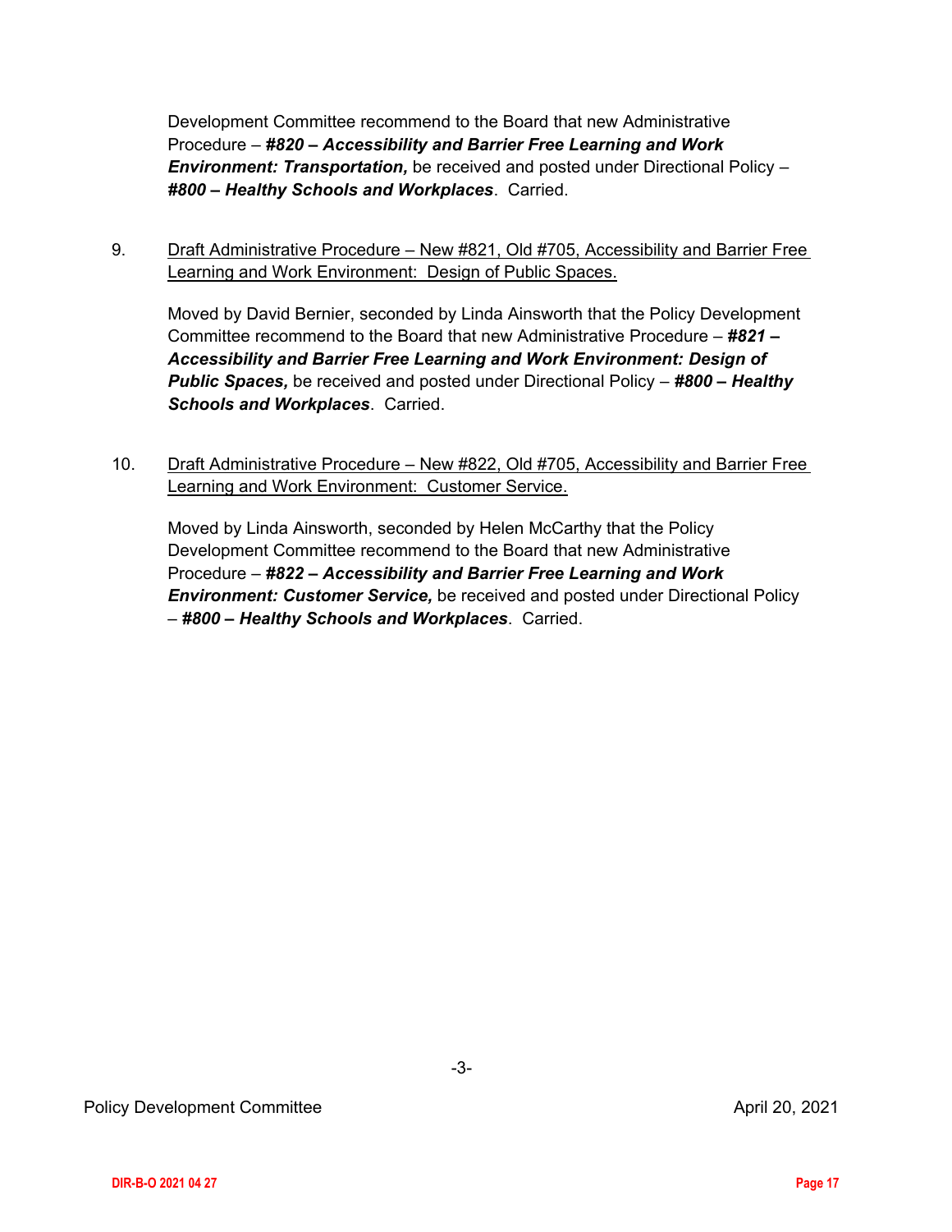Development Committee recommend to the Board that new Administrative Procedure – ***#820 – Accessibility and Barrier Free Learning and Work Environment: Transportation,*** be received and posted under Directional Policy – ***#800 – Healthy Schools and Workplaces***. Carried.

9. Draft Administrative Procedure – New #821, Old #705, Accessibility and Barrier Free Learning and Work Environment: Design of Public Spaces.

   Moved by David Bernier, seconded by Linda Ainsworth that the Policy Development Committee recommend to the Board that new Administrative Procedure – ***#821 – Accessibility and Barrier Free Learning and Work Environment: Design of Public Spaces,*** be received and posted under Directional Policy – ***#800 – Healthy Schools and Workplaces***. Carried.

10. Draft Administrative Procedure – New #822, Old #705, Accessibility and Barrier Free Learning and Work Environment: Customer Service.

    Moved by Linda Ainsworth, seconded by Helen McCarthy that the Policy Development Committee recommend to the Board that new Administrative Procedure – ***#822 – Accessibility and Barrier Free Learning and Work Environment: Customer Service,*** be received and posted under Directional Policy – ***#800 – Healthy Schools and Workplaces***. Carried.